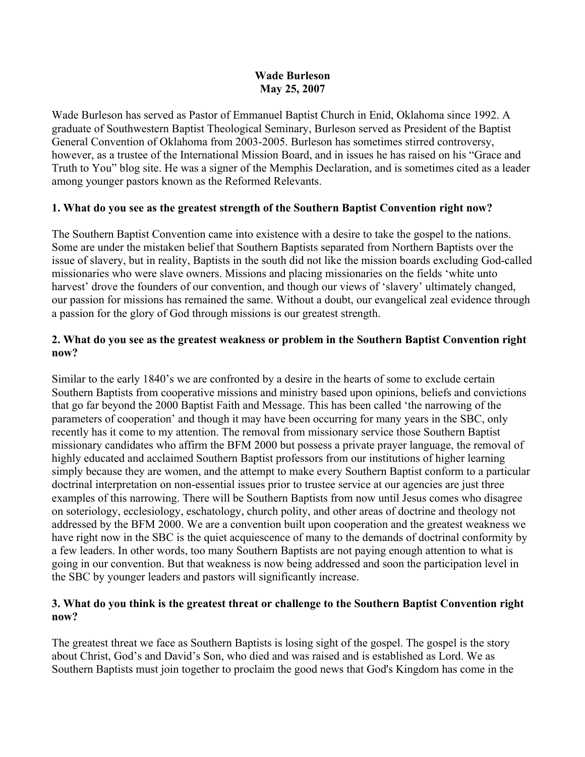**Wade Burleson**
**May 25, 2007**

Wade Burleson has served as Pastor of Emmanuel Baptist Church in Enid, Oklahoma since 1992. A graduate of Southwestern Baptist Theological Seminary, Burleson served as President of the Baptist General Convention of Oklahoma from 2003-2005. Burleson has sometimes stirred controversy, however, as a trustee of the International Mission Board, and in issues he has raised on his "Grace and Truth to You" blog site. He was a signer of the Memphis Declaration, and is sometimes cited as a leader among younger pastors known as the Reformed Relevants.

**1. What do you see as the greatest strength of the Southern Baptist Convention right now?**

The Southern Baptist Convention came into existence with a desire to take the gospel to the nations. Some are under the mistaken belief that Southern Baptists separated from Northern Baptists over the issue of slavery, but in reality, Baptists in the south did not like the mission boards excluding God-called missionaries who were slave owners. Missions and placing missionaries on the fields 'white unto harvest' drove the founders of our convention, and though our views of 'slavery' ultimately changed, our passion for missions has remained the same. Without a doubt, our evangelical zeal evidence through a passion for the glory of God through missions is our greatest strength.

**2. What do you see as the greatest weakness or problem in the Southern Baptist Convention right now?**

Similar to the early 1840's we are confronted by a desire in the hearts of some to exclude certain Southern Baptists from cooperative missions and ministry based upon opinions, beliefs and convictions that go far beyond the 2000 Baptist Faith and Message. This has been called 'the narrowing of the parameters of cooperation' and though it may have been occurring for many years in the SBC, only recently has it come to my attention. The removal from missionary service those Southern Baptist missionary candidates who affirm the BFM 2000 but possess a private prayer language, the removal of highly educated and acclaimed Southern Baptist professors from our institutions of higher learning simply because they are women, and the attempt to make every Southern Baptist conform to a particular doctrinal interpretation on non-essential issues prior to trustee service at our agencies are just three examples of this narrowing. There will be Southern Baptists from now until Jesus comes who disagree on soteriology, ecclesiology, eschatology, church polity, and other areas of doctrine and theology not addressed by the BFM 2000. We are a convention built upon cooperation and the greatest weakness we have right now in the SBC is the quiet acquiescence of many to the demands of doctrinal conformity by a few leaders. In other words, too many Southern Baptists are not paying enough attention to what is going in our convention. But that weakness is now being addressed and soon the participation level in the SBC by younger leaders and pastors will significantly increase.

**3. What do you think is the greatest threat or challenge to the Southern Baptist Convention right now?**

The greatest threat we face as Southern Baptists is losing sight of the gospel. The gospel is the story about Christ, God's and David's Son, who died and was raised and is established as Lord. We as Southern Baptists must join together to proclaim the good news that God's Kingdom has come in the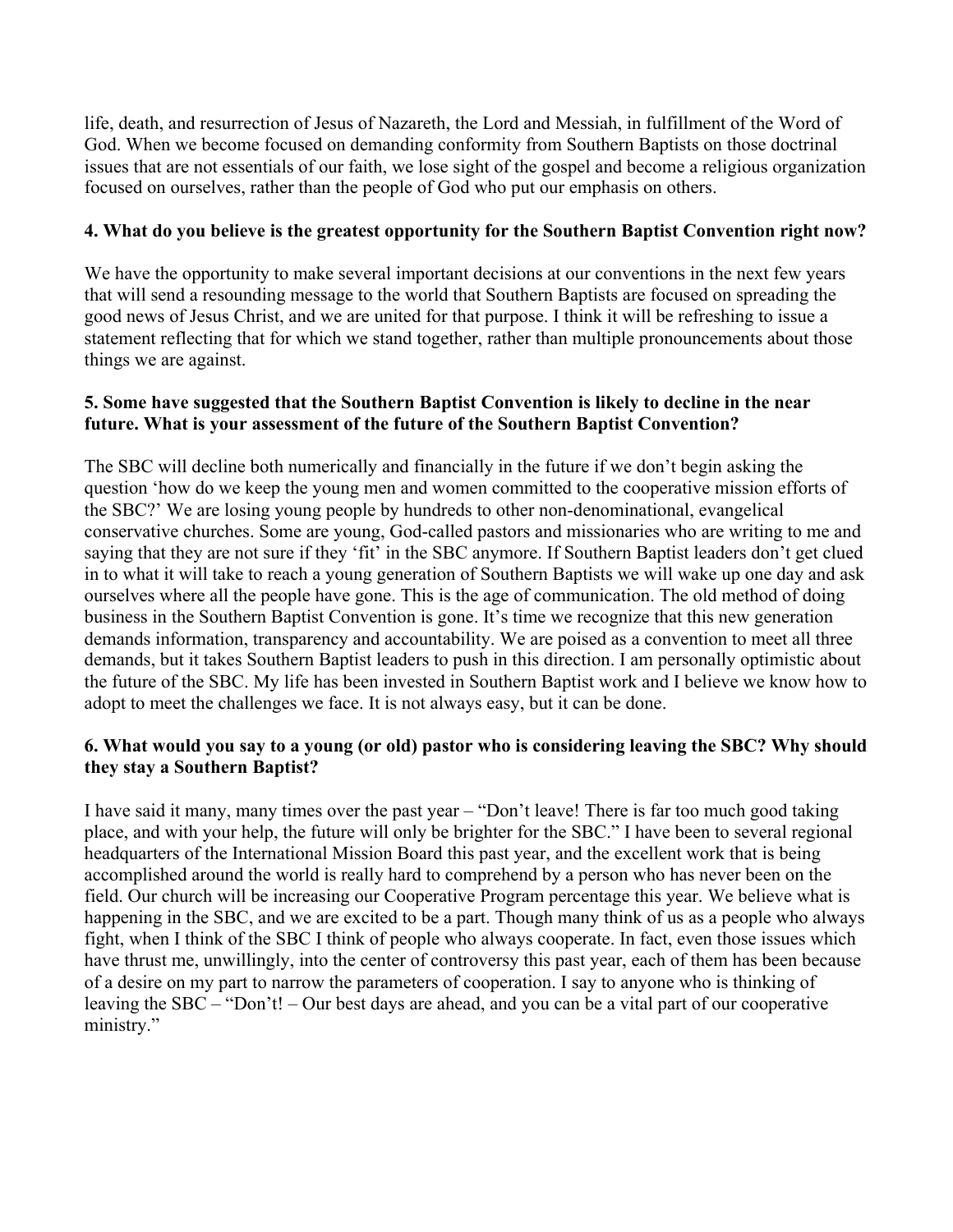life, death, and resurrection of Jesus of Nazareth, the Lord and Messiah, in fulfillment of the Word of God. When we become focused on demanding conformity from Southern Baptists on those doctrinal issues that are not essentials of our faith, we lose sight of the gospel and become a religious organization focused on ourselves, rather than the people of God who put our emphasis on others.

**4. What do you believe is the greatest opportunity for the Southern Baptist Convention right now?**

We have the opportunity to make several important decisions at our conventions in the next few years that will send a resounding message to the world that Southern Baptists are focused on spreading the good news of Jesus Christ, and we are united for that purpose. I think it will be refreshing to issue a statement reflecting that for which we stand together, rather than multiple pronouncements about those things we are against.

**5. Some have suggested that the Southern Baptist Convention is likely to decline in the near future. What is your assessment of the future of the Southern Baptist Convention?**

The SBC will decline both numerically and financially in the future if we don't begin asking the question 'how do we keep the young men and women committed to the cooperative mission efforts of the SBC?' We are losing young people by hundreds to other non-denominational, evangelical conservative churches. Some are young, God-called pastors and missionaries who are writing to me and saying that they are not sure if they 'fit' in the SBC anymore. If Southern Baptist leaders don't get clued in to what it will take to reach a young generation of Southern Baptists we will wake up one day and ask ourselves where all the people have gone. This is the age of communication. The old method of doing business in the Southern Baptist Convention is gone. It's time we recognize that this new generation demands information, transparency and accountability. We are poised as a convention to meet all three demands, but it takes Southern Baptist leaders to push in this direction. I am personally optimistic about the future of the SBC. My life has been invested in Southern Baptist work and I believe we know how to adopt to meet the challenges we face. It is not always easy, but it can be done.

**6. What would you say to a young (or old) pastor who is considering leaving the SBC? Why should they stay a Southern Baptist?**

I have said it many, many times over the past year – "Don't leave! There is far too much good taking place, and with your help, the future will only be brighter for the SBC." I have been to several regional headquarters of the International Mission Board this past year, and the excellent work that is being accomplished around the world is really hard to comprehend by a person who has never been on the field. Our church will be increasing our Cooperative Program percentage this year. We believe what is happening in the SBC, and we are excited to be a part. Though many think of us as a people who always fight, when I think of the SBC I think of people who always cooperate. In fact, even those issues which have thrust me, unwillingly, into the center of controversy this past year, each of them has been because of a desire on my part to narrow the parameters of cooperation. I say to anyone who is thinking of leaving the SBC – "Don't! – Our best days are ahead, and you can be a vital part of our cooperative ministry."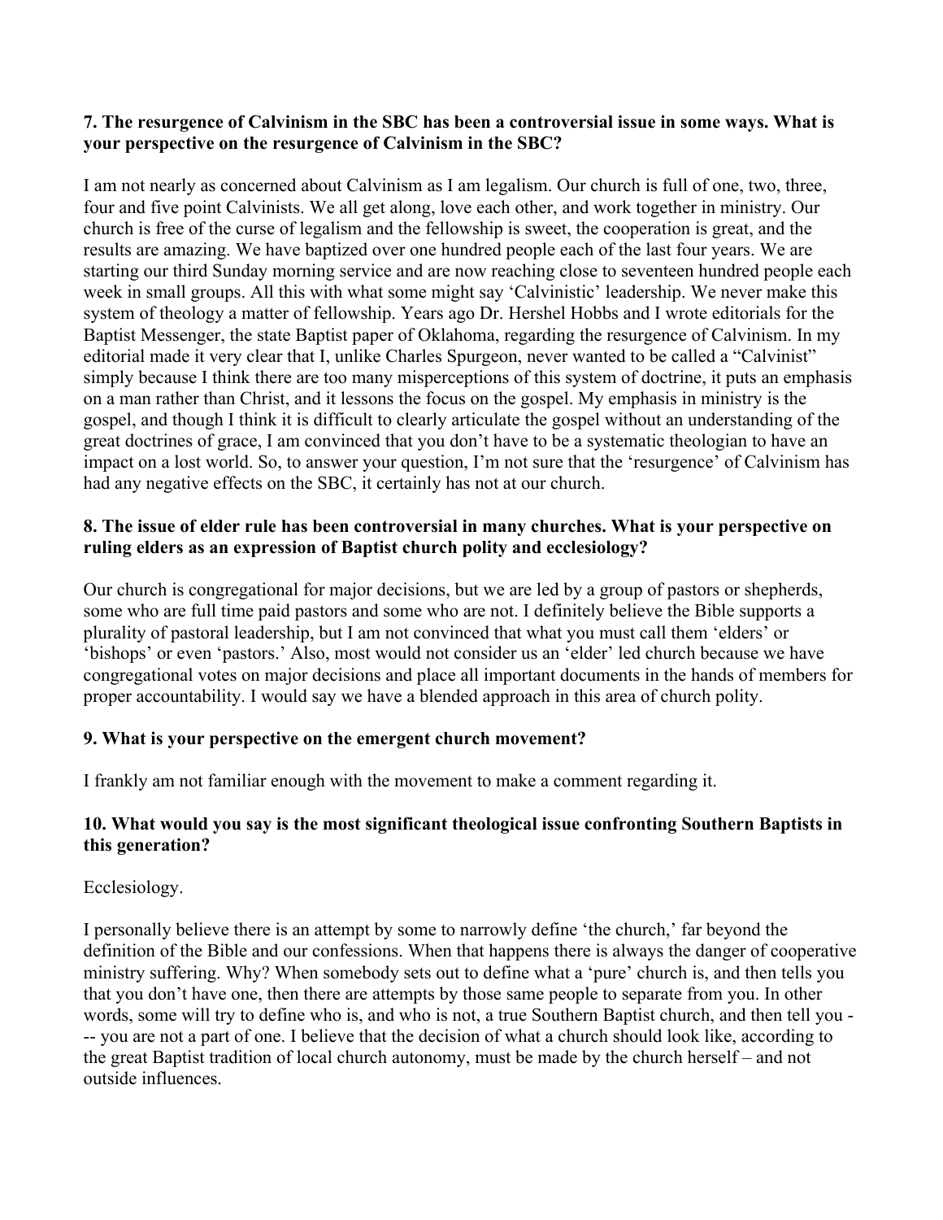**7. The resurgence of Calvinism in the SBC has been a controversial issue in some ways. What is your perspective on the resurgence of Calvinism in the SBC?**

I am not nearly as concerned about Calvinism as I am legalism. Our church is full of one, two, three, four and five point Calvinists. We all get along, love each other, and work together in ministry. Our church is free of the curse of legalism and the fellowship is sweet, the cooperation is great, and the results are amazing. We have baptized over one hundred people each of the last four years. We are starting our third Sunday morning service and are now reaching close to seventeen hundred people each week in small groups. All this with what some might say 'Calvinistic' leadership. We never make this system of theology a matter of fellowship. Years ago Dr. Hershel Hobbs and I wrote editorials for the Baptist Messenger, the state Baptist paper of Oklahoma, regarding the resurgence of Calvinism. In my editorial made it very clear that I, unlike Charles Spurgeon, never wanted to be called a "Calvinist" simply because I think there are too many misperceptions of this system of doctrine, it puts an emphasis on a man rather than Christ, and it lessons the focus on the gospel. My emphasis in ministry is the gospel, and though I think it is difficult to clearly articulate the gospel without an understanding of the great doctrines of grace, I am convinced that you don't have to be a systematic theologian to have an impact on a lost world. So, to answer your question, I'm not sure that the 'resurgence' of Calvinism has had any negative effects on the SBC, it certainly has not at our church.

**8. The issue of elder rule has been controversial in many churches. What is your perspective on ruling elders as an expression of Baptist church polity and ecclesiology?**

Our church is congregational for major decisions, but we are led by a group of pastors or shepherds, some who are full time paid pastors and some who are not. I definitely believe the Bible supports a plurality of pastoral leadership, but I am not convinced that what you must call them 'elders' or 'bishops' or even 'pastors.' Also, most would not consider us an 'elder' led church because we have congregational votes on major decisions and place all important documents in the hands of members for proper accountability. I would say we have a blended approach in this area of church polity.

**9. What is your perspective on the emergent church movement?**

I frankly am not familiar enough with the movement to make a comment regarding it.

**10. What would you say is the most significant theological issue confronting Southern Baptists in this generation?**

Ecclesiology.

I personally believe there is an attempt by some to narrowly define 'the church,' far beyond the definition of the Bible and our confessions. When that happens there is always the danger of cooperative ministry suffering. Why? When somebody sets out to define what a 'pure' church is, and then tells you that you don't have one, then there are attempts by those same people to separate from you. In other words, some will try to define who is, and who is not, a true Southern Baptist church, and then tell you --- you are not a part of one. I believe that the decision of what a church should look like, according to the great Baptist tradition of local church autonomy, must be made by the church herself – and not outside influences.